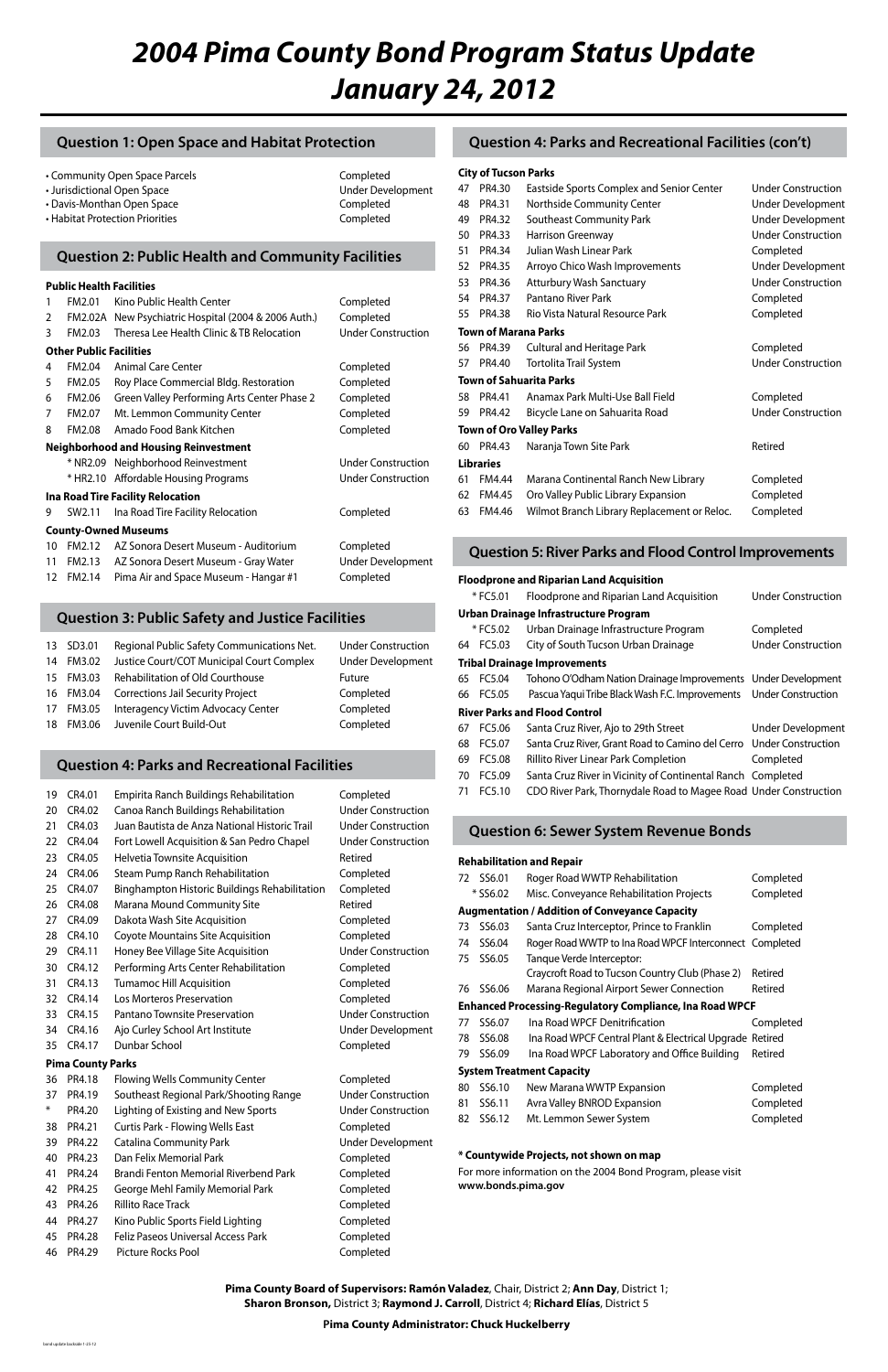# 2004 Pima County Bond Program Status Update January 24, 2012

## Question 1: Open Space and Habitat Protection

| Project | Status |
|---|---|
| • Community Open Space Parcels | Completed |
| • Jurisdictional Open Space | Under Development |
| • Davis-Monthan Open Space | Completed |
| • Habitat Protection Priorities | Completed |

## Question 2: Public Health and Community Facilities

| # | Code | Project | Status |
|---|---|---|---|
| **Public Health Facilities** | | | |
| 1 | FM2.01 | Kino Public Health Center | Completed |
| 2 | FM2.02A | New Psychiatric Hospital (2004 & 2006 Auth.) | Completed |
| 3 | FM2.03 | Theresa Lee Health Clinic & TB Relocation | Under Construction |
| **Other Public Facilities** | | | |
| 4 | FM2.04 | Animal Care Center | Completed |
| 5 | FM2.05 | Roy Place Commercial Bldg. Restoration | Completed |
| 6 | FM2.06 | Green Valley Performing Arts Center Phase 2 | Completed |
| 7 | FM2.07 | Mt. Lemmon Community Center | Completed |
| 8 | FM2.08 | Amado Food Bank Kitchen | Completed |
| **Neighborhood and Housing Reinvestment** | | | |
| | * NR2.09 | Neighborhood Reinvestment | Under Construction |
| | * HR2.10 | Affordable Housing Programs | Under Construction |
| **Ina Road Tire Facility Relocation** | | | |
| 9 | SW2.11 | Ina Road Tire Facility Relocation | Completed |
| **County-Owned Museums** | | | |
| 10 | FM2.12 | AZ Sonora Desert Museum - Auditorium | Completed |
| 11 | FM2.13 | AZ Sonora Desert Museum - Gray Water | Under Development |
| 12 | FM2.14 | Pima Air and Space Museum - Hangar #1 | Completed |

## Question 3: Public Safety and Justice Facilities

| # | Code | Project | Status |
|---|---|---|---|
| 13 | SD3.01 | Regional Public Safety Communications Net. | Under Construction |
| 14 | FM3.02 | Justice Court/COT Municipal Court Complex | Under Development |
| 15 | FM3.03 | Rehabilitation of Old Courthouse | Future |
| 16 | FM3.04 | Corrections Jail Security Project | Completed |
| 17 | FM3.05 | Interagency Victim Advocacy Center | Completed |
| 18 | FM3.06 | Juvenile Court Build-Out | Completed |

## Question 4: Parks and Recreational Facilities

| # | Code | Project | Status |
|---|---|---|---|
| 19 | CR4.01 | Empirita Ranch Buildings Rehabilitation | Completed |
| 20 | CR4.02 | Canoa Ranch Buildings Rehabilitation | Under Construction |
| 21 | CR4.03 | Juan Bautista de Anza National Historic Trail | Under Construction |
| 22 | CR4.04 | Fort Lowell Acquisition & San Pedro Chapel | Under Construction |
| 23 | CR4.05 | Helvetia Townsite Acquisition | Retired |
| 24 | CR4.06 | Steam Pump Ranch Rehabilitation | Completed |
| 25 | CR4.07 | Binghampton Historic Buildings Rehabilitation | Completed |
| 26 | CR4.08 | Marana Mound Community Site | Retired |
| 27 | CR4.09 | Dakota Wash Site Acquisition | Completed |
| 28 | CR4.10 | Coyote Mountains Site Acquisition | Completed |
| 29 | CR4.11 | Honey Bee Village Site Acquisition | Under Construction |
| 30 | CR4.12 | Performing Arts Center Rehabilitation | Completed |
| 31 | CR4.13 | Tumamoc Hill Acquisition | Completed |
| 32 | CR4.14 | Los Morteros Preservation | Completed |
| 33 | CR4.15 | Pantano Townsite Preservation | Under Construction |
| 34 | CR4.16 | Ajo Curley School Art Institute | Under Development |
| 35 | CR4.17 | Dunbar School | Completed |
| **Pima County Parks** | | | |
| 36 | PR4.18 | Flowing Wells Community Center | Completed |
| 37 | PR4.19 | Southeast Regional Park/Shooting Range | Under Construction |
| * | PR4.20 | Lighting of Existing and New Sports | Under Construction |
| 38 | PR4.21 | Curtis Park - Flowing Wells East | Completed |
| 39 | PR4.22 | Catalina Community Park | Under Development |
| 40 | PR4.23 | Dan Felix Memorial Park | Completed |
| 41 | PR4.24 | Brandi Fenton Memorial Riverbend Park | Completed |
| 42 | PR4.25 | George Mehl Family Memorial Park | Completed |
| 43 | PR4.26 | Rillito Race Track | Completed |
| 44 | PR4.27 | Kino Public Sports Field Lighting | Completed |
| 45 | PR4.28 | Feliz Paseos Universal Access Park | Completed |
| 46 | PR4.29 | Picture Rocks Pool | Completed |

## Question 4: Parks and Recreational Facilities (con't)

| # | Code | Project | Status |
|---|---|---|---|
| **City of Tucson Parks** | | | |
| 47 | PR4.30 | Eastside Sports Complex and Senior Center | Under Construction |
| 48 | PR4.31 | Northside Community Center | Under Development |
| 49 | PR4.32 | Southeast Community Park | Under Development |
| 50 | PR4.33 | Harrison Greenway | Under Construction |
| 51 | PR4.34 | Julian Wash Linear Park | Completed |
| 52 | PR4.35 | Arroyo Chico Wash Improvements | Under Development |
| 53 | PR4.36 | Atturbury Wash Sanctuary | Under Construction |
| 54 | PR4.37 | Pantano River Park | Completed |
| 55 | PR4.38 | Rio Vista Natural Resource Park | Completed |
| **Town of Marana Parks** | | | |
| 56 | PR4.39 | Cultural and Heritage Park | Completed |
| 57 | PR4.40 | Tortolita Trail System | Under Construction |
| **Town of Sahuarita Parks** | | | |
| 58 | PR4.41 | Anamax Park Multi-Use Ball Field | Completed |
| 59 | PR4.42 | Bicycle Lane on Sahuarita Road | Under Construction |
| **Town of Oro Valley Parks** | | | |
| 60 | PR4.43 | Naranja Town Site Park | Retired |
| **Libraries** | | | |
| 61 | FM4.44 | Marana Continental Ranch New Library | Completed |
| 62 | FM4.45 | Oro Valley Public Library Expansion | Completed |
| 63 | FM4.46 | Wilmot Branch Library Replacement or Reloc. | Completed |

## Question 5: River Parks and Flood Control Improvements

| # | Code | Project | Status |
|---|---|---|---|
| **Floodprone and Riparian Land Acquisition** | | | |
| | * FC5.01 | Floodprone and Riparian Land Acquisition | Under Construction |
| **Urban Drainage Infrastructure Program** | | | |
| | * FC5.02 | Urban Drainage Infrastructure Program | Completed |
| 64 | FC5.03 | City of South Tucson Urban Drainage | Under Construction |
| **Tribal Drainage Improvements** | | | |
| 65 | FC5.04 | Tohono O'Odham Nation Drainage Improvements | Under Development |
| 66 | FC5.05 | Pascua Yaqui Tribe Black Wash F.C. Improvements | Under Construction |
| **River Parks and Flood Control** | | | |
| 67 | FC5.06 | Santa Cruz River, Ajo to 29th Street | Under Development |
| 68 | FC5.07 | Santa Cruz River, Grant Road to Camino del Cerro | Under Construction |
| 69 | FC5.08 | Rillito River Linear Park Completion | Completed |
| 70 | FC5.09 | Santa Cruz River in Vicinity of Continental Ranch | Completed |
| 71 | FC5.10 | CDO River Park, Thornydale Road to Magee Road | Under Construction |

## Question 6: Sewer System Revenue Bonds

| # | Code | Project | Status |
|---|---|---|---|
| **Rehabilitation and Repair** | | | |
| 72 | SS6.01 | Roger Road WWTP Rehabilitation | Completed |
| | * SS6.02 | Misc. Conveyance Rehabilitation Projects | Completed |
| **Augmentation / Addition of Conveyance Capacity** | | | |
| 73 | SS6.03 | Santa Cruz Interceptor, Prince to Franklin | Completed |
| 74 | SS6.04 | Roger Road WWTP to Ina Road WPCF Interconnect | Completed |
| 75 | SS6.05 | Tanque Verde Interceptor: Craycroft Road to Tucson Country Club (Phase 2) | Retired |
| 76 | SS6.06 | Marana Regional Airport Sewer Connection | Retired |
| **Enhanced Processing-Regulatory Compliance, Ina Road WPCF** | | | |
| 77 | SS6.07 | Ina Road WPCF Denitrification | Completed |
| 78 | SS6.08 | Ina Road WPCF Central Plant & Electrical Upgrade | Retired |
| 79 | SS6.09 | Ina Road WPCF Laboratory and Office Building | Retired |
| **System Treatment Capacity** | | | |
| 80 | SS6.10 | New Marana WWTP Expansion | Completed |
| 81 | SS6.11 | Avra Valley BNROD Expansion | Completed |
| 82 | SS6.12 | Mt. Lemmon Sewer System | Completed |

**\* Countywide Projects, not shown on map**

For more information on the 2004 Bond Program, please visit **www.bonds.pima.gov**

**Pima County Board of Supervisors: Ramón Valadez**, Chair, District 2; **Ann Day**, District 1; **Sharon Bronson,** District 3; **Raymond J. Carroll**, District 4; **Richard Elías**, District 5

**Pima County Administrator: Chuck Huckelberry**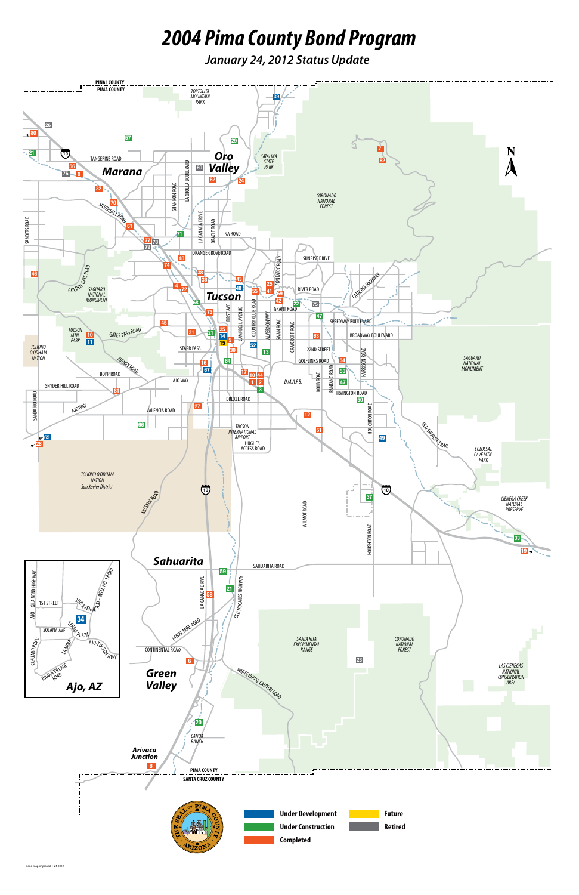# 2004 Pima County Bond Program

*January 24, 2012 Status Update*

PINAL COUNTY
PIMA COUNTY

TORTOLITA MOUNTAIN PARK

Oro Valley
Marana
Tucson
Sahuarita
Green Valley
Arivaca Junction

CATALINA STATE PARK
CORONADO NATIONAL FOREST
SAGUARO NATIONAL MONUMENT
TUCSON MTN. PARK
TOHONO O'ODHAM NATION
TOHONO O'ODHAM NATION San Xavier District
D.M.A.F.B.
TUCSON INTERNATIONAL AIRPORT
COLOSSAL CAVE MTN. PARK
CIENEGA CREEK NATURAL PRESERVE
SANTA RITA EXPERIMENTAL RANGE
LAS CIENEGAS NATIONAL CONSERVATION AREA
CANOA RANCH

TANGERINE ROAD
SILVERBELL ROAD
SANDERS ROAD
GOLDEN GATE ROAD
GATES PASS ROAD
KINNEY ROAD
BOPP ROAD
SNYDER HILL ROAD
AJO WAY
SANDARIO ROAD
VALENCIA ROAD
MISSION ROAD
SHANNON ROAD
LA CHOLLA BOULEVARD
LA CANADA DRIVE
ORACLE ROAD
INA ROAD
ORANGE GROVE ROAD
SUNRISE DRIVE
PONTATOC ROAD
CATALINA HIGHWAY
RIVER ROAD
GRANT ROAD
SPEEDWAY BOULEVARD
BROADWAY BOULEVARD
22ND STREET
GOLFLINKS ROAD
IRVINGTON ROAD
FIRST AVE.
CAMPBELL AVENUE
COUNTRY CLUB ROAD
ALVERNON WAY
SWAN ROAD
CRAYCROFT ROAD
KOLB ROAD
PANTANO ROAD
HARRISON ROAD
HOUGHTON ROAD
STARR PASS
DREXEL ROAD
HUGHES ACCESS ROAD
OLD SPANISH TRAIL
WILMOT ROAD
SAHUARITA ROAD
LA CANADA DRIVE
OLD NOGALES HIGHWAY
DUVAL MINE ROAD
CONTINENTAL ROAD
WHITE HOUSE CANYON ROAD

PIMA COUNTY
SANTA CRUZ COUNTY

10
19

**Ajo, AZ**

AJO – GILA BEND HIGHWAY
1ST STREET
2ND AVENUE
AJO – WELL RD ROAD
SOLANA AVE.
PLAZA
LA MINA
AJO-TUCSON HWY.
SAHUARO ROAD
INDIAN VILLAGE ROAD

N

Under Development
Under Construction
Completed
Future
Retired

bond map improved 1-24-2012